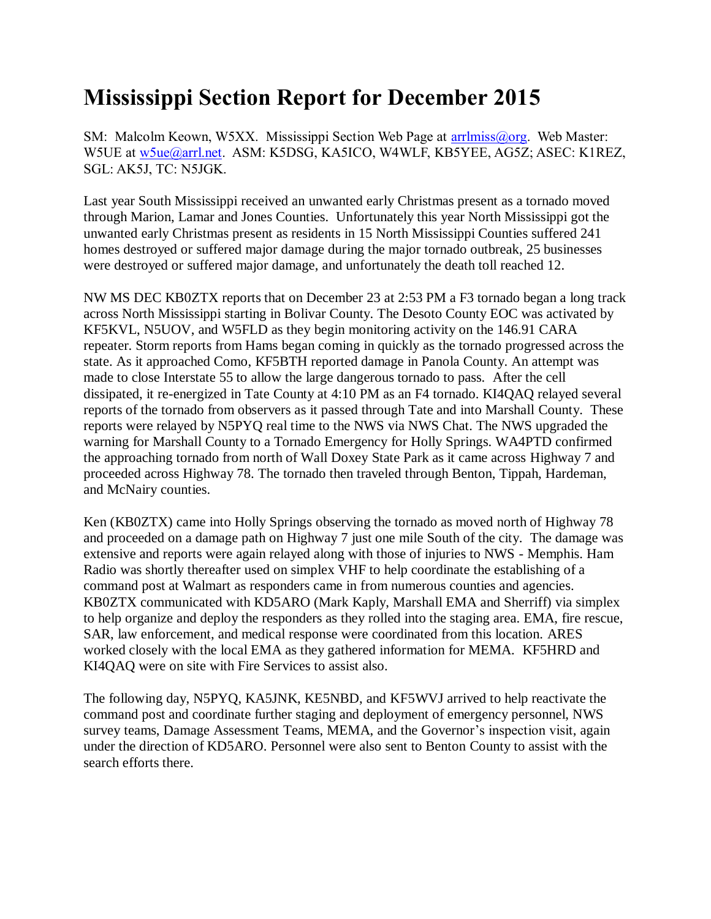# Mississippi Section Report for December 2015

SM: Malcolm Keown, W5XX. Mississippi Section Web Page at arrlmiss@org. Web Master: W5UE at w5ue@arrl.net. ASM: K5DSG, KA5ICO, W4WLF, KB5YEE, AG5Z; ASEC: K1REZ, SGL: AK5J, TC: N5JGK.

Last year South Mississippi received an unwanted early Christmas present as a tornado moved through Marion, Lamar and Jones Counties. Unfortunately this year North Mississippi got the unwanted early Christmas present as residents in 15 North Mississippi Counties suffered 241 homes destroyed or suffered major damage during the major tornado outbreak, 25 businesses were destroyed or suffered major damage, and unfortunately the death toll reached 12.

NW MS DEC KB0ZTX reports that on December 23 at 2:53 PM a F3 tornado began a long track across North Mississippi starting in Bolivar County. The Desoto County EOC was activated by KF5KVL, N5UOV, and W5FLD as they begin monitoring activity on the 146.91 CARA repeater. Storm reports from Hams began coming in quickly as the tornado progressed across the state. As it approached Como, KF5BTH reported damage in Panola County. An attempt was made to close Interstate 55 to allow the large dangerous tornado to pass. After the cell dissipated, it re-energized in Tate County at 4:10 PM as an F4 tornado. KI4QAQ relayed several reports of the tornado from observers as it passed through Tate and into Marshall County. These reports were relayed by N5PYQ real time to the NWS via NWS Chat. The NWS upgraded the warning for Marshall County to a Tornado Emergency for Holly Springs. WA4PTD confirmed the approaching tornado from north of Wall Doxey State Park as it came across Highway 7 and proceeded across Highway 78. The tornado then traveled through Benton, Tippah, Hardeman, and McNairy counties.

Ken (KB0ZTX) came into Holly Springs observing the tornado as moved north of Highway 78 and proceeded on a damage path on Highway 7 just one mile South of the city. The damage was extensive and reports were again relayed along with those of injuries to NWS - Memphis. Ham Radio was shortly thereafter used on simplex VHF to help coordinate the establishing of a command post at Walmart as responders came in from numerous counties and agencies. KB0ZTX communicated with KD5ARO (Mark Kaply, Marshall EMA and Sherriff) via simplex to help organize and deploy the responders as they rolled into the staging area. EMA, fire rescue, SAR, law enforcement, and medical response were coordinated from this location. ARES worked closely with the local EMA as they gathered information for MEMA. KF5HRD and KI4QAQ were on site with Fire Services to assist also.

The following day, N5PYQ, KA5JNK, KE5NBD, and KF5WVJ arrived to help reactivate the command post and coordinate further staging and deployment of emergency personnel, NWS survey teams, Damage Assessment Teams, MEMA, and the Governor's inspection visit, again under the direction of KD5ARO. Personnel were also sent to Benton County to assist with the search efforts there.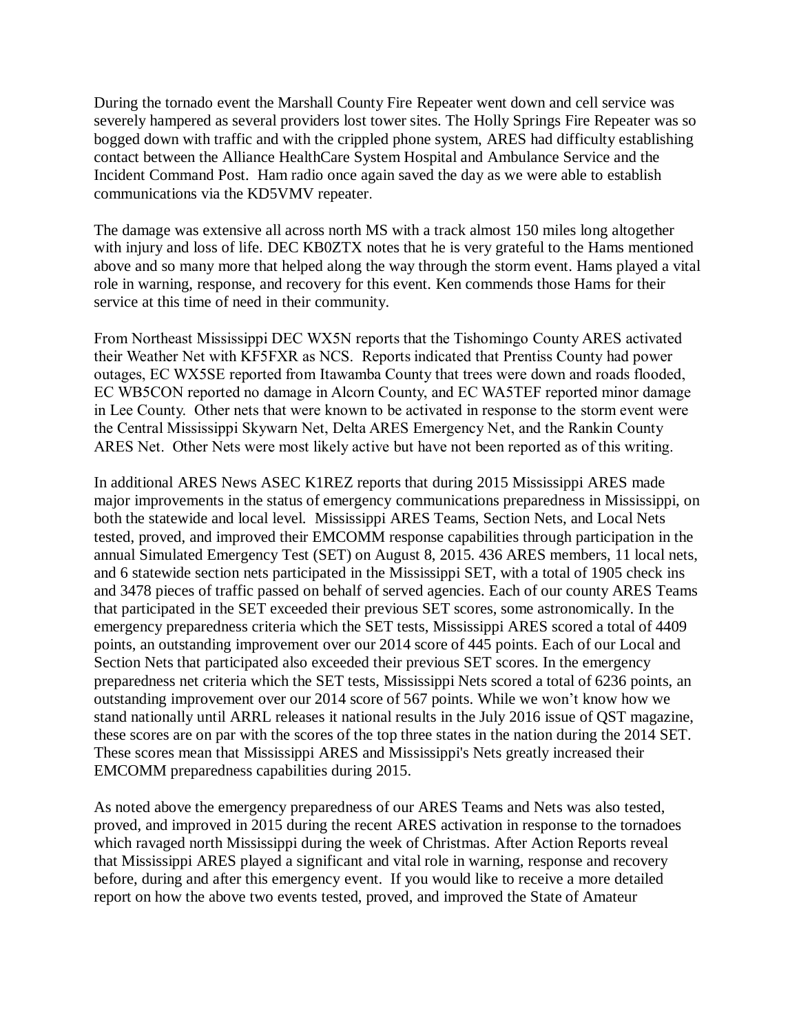During the tornado event the Marshall County Fire Repeater went down and cell service was severely hampered as several providers lost tower sites. The Holly Springs Fire Repeater was so bogged down with traffic and with the crippled phone system, ARES had difficulty establishing contact between the Alliance HealthCare System Hospital and Ambulance Service and the Incident Command Post. Ham radio once again saved the day as we were able to establish communications via the KD5VMV repeater.

The damage was extensive all across north MS with a track almost 150 miles long altogether with injury and loss of life. DEC KB0ZTX notes that he is very grateful to the Hams mentioned above and so many more that helped along the way through the storm event. Hams played a vital role in warning, response, and recovery for this event. Ken commends those Hams for their service at this time of need in their community.

From Northeast Mississippi DEC WX5N reports that the Tishomingo County ARES activated their Weather Net with KF5FXR as NCS. Reports indicated that Prentiss County had power outages, EC WX5SE reported from Itawamba County that trees were down and roads flooded, EC WB5CON reported no damage in Alcorn County, and EC WA5TEF reported minor damage in Lee County. Other nets that were known to be activated in response to the storm event were the Central Mississippi Skywarn Net, Delta ARES Emergency Net, and the Rankin County ARES Net. Other Nets were most likely active but have not been reported as of this writing.

In additional ARES News ASEC K1REZ reports that during 2015 Mississippi ARES made major improvements in the status of emergency communications preparedness in Mississippi, on both the statewide and local level. Mississippi ARES Teams, Section Nets, and Local Nets tested, proved, and improved their EMCOMM response capabilities through participation in the annual Simulated Emergency Test (SET) on August 8, 2015. 436 ARES members, 11 local nets, and 6 statewide section nets participated in the Mississippi SET, with a total of 1905 check ins and 3478 pieces of traffic passed on behalf of served agencies. Each of our county ARES Teams that participated in the SET exceeded their previous SET scores, some astronomically. In the emergency preparedness criteria which the SET tests, Mississippi ARES scored a total of 4409 points, an outstanding improvement over our 2014 score of 445 points. Each of our Local and Section Nets that participated also exceeded their previous SET scores. In the emergency preparedness net criteria which the SET tests, Mississippi Nets scored a total of 6236 points, an outstanding improvement over our 2014 score of 567 points. While we won't know how we stand nationally until ARRL releases it national results in the July 2016 issue of QST magazine, these scores are on par with the scores of the top three states in the nation during the 2014 SET. These scores mean that Mississippi ARES and Mississippi's Nets greatly increased their EMCOMM preparedness capabilities during 2015.

As noted above the emergency preparedness of our ARES Teams and Nets was also tested, proved, and improved in 2015 during the recent ARES activation in response to the tornadoes which ravaged north Mississippi during the week of Christmas. After Action Reports reveal that Mississippi ARES played a significant and vital role in warning, response and recovery before, during and after this emergency event. If you would like to receive a more detailed report on how the above two events tested, proved, and improved the State of Amateur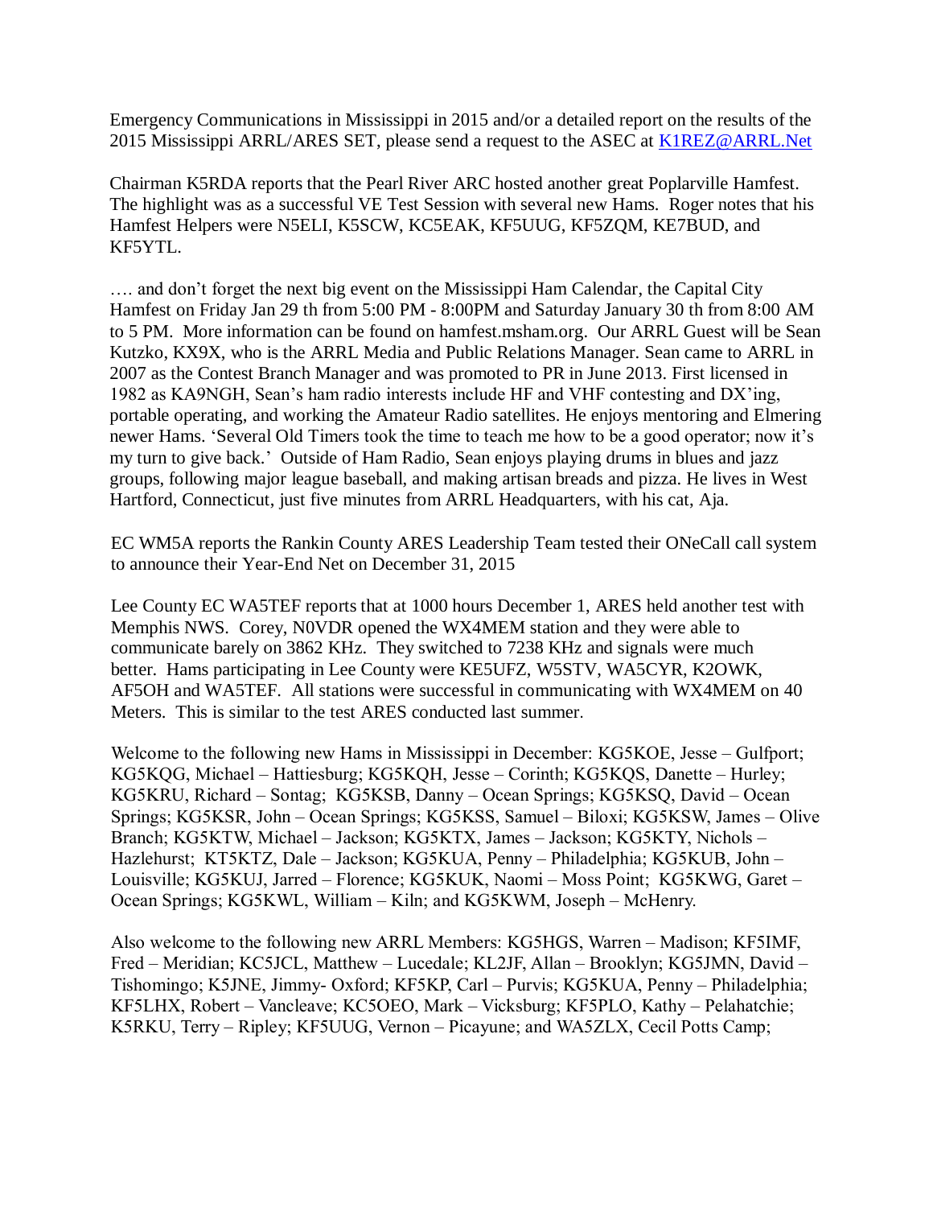Emergency Communications in Mississippi in 2015 and/or a detailed report on the results of the 2015 Mississippi ARRL/ARES SET, please send a request to the ASEC at K1REZ@ARRL.Net

Chairman K5RDA reports that the Pearl River ARC hosted another great Poplarville Hamfest. The highlight was as a successful VE Test Session with several new Hams. Roger notes that his Hamfest Helpers were N5ELI, K5SCW, KC5EAK, KF5UUG, KF5ZQM, KE7BUD, and KF5YTL.

…. and don't forget the next big event on the Mississippi Ham Calendar, the Capital City Hamfest on Friday Jan 29 th from 5:00 PM - 8:00PM and Saturday January 30 th from 8:00 AM to 5 PM. More information can be found on hamfest.msham.org. Our ARRL Guest will be Sean Kutzko, KX9X, who is the ARRL Media and Public Relations Manager. Sean came to ARRL in 2007 as the Contest Branch Manager and was promoted to PR in June 2013. First licensed in 1982 as KA9NGH, Sean's ham radio interests include HF and VHF contesting and DX'ing, portable operating, and working the Amateur Radio satellites. He enjoys mentoring and Elmering newer Hams. 'Several Old Timers took the time to teach me how to be a good operator; now it's my turn to give back.' Outside of Ham Radio, Sean enjoys playing drums in blues and jazz groups, following major league baseball, and making artisan breads and pizza. He lives in West Hartford, Connecticut, just five minutes from ARRL Headquarters, with his cat, Aja.

EC WM5A reports the Rankin County ARES Leadership Team tested their ONeCall call system to announce their Year-End Net on December 31, 2015

Lee County EC WA5TEF reports that at 1000 hours December 1, ARES held another test with Memphis NWS. Corey, N0VDR opened the WX4MEM station and they were able to communicate barely on 3862 KHz. They switched to 7238 KHz and signals were much better. Hams participating in Lee County were KE5UFZ, W5STV, WA5CYR, K2OWK, AF5OH and WA5TEF. All stations were successful in communicating with WX4MEM on 40 Meters. This is similar to the test ARES conducted last summer.

Welcome to the following new Hams in Mississippi in December: KG5KOE, Jesse – Gulfport; KG5KQG, Michael – Hattiesburg; KG5KQH, Jesse – Corinth; KG5KQS, Danette – Hurley; KG5KRU, Richard – Sontag; KG5KSB, Danny – Ocean Springs; KG5KSQ, David – Ocean Springs; KG5KSR, John – Ocean Springs; KG5KSS, Samuel – Biloxi; KG5KSW, James – Olive Branch; KG5KTW, Michael – Jackson; KG5KTX, James – Jackson; KG5KTY, Nichols – Hazlehurst; KT5KTZ, Dale – Jackson; KG5KUA, Penny – Philadelphia; KG5KUB, John – Louisville; KG5KUJ, Jarred – Florence; KG5KUK, Naomi – Moss Point; KG5KWG, Garet – Ocean Springs; KG5KWL, William – Kiln; and KG5KWM, Joseph – McHenry.

Also welcome to the following new ARRL Members: KG5HGS, Warren – Madison; KF5IMF, Fred – Meridian; KC5JCL, Matthew – Lucedale; KL2JF, Allan – Brooklyn; KG5JMN, David – Tishomingo; K5JNE, Jimmy- Oxford; KF5KP, Carl – Purvis; KG5KUA, Penny – Philadelphia; KF5LHX, Robert – Vancleave; KC5OEO, Mark – Vicksburg; KF5PLO, Kathy – Pelahatchie; K5RKU, Terry – Ripley; KF5UUG, Vernon – Picayune; and WA5ZLX, Cecil Potts Camp;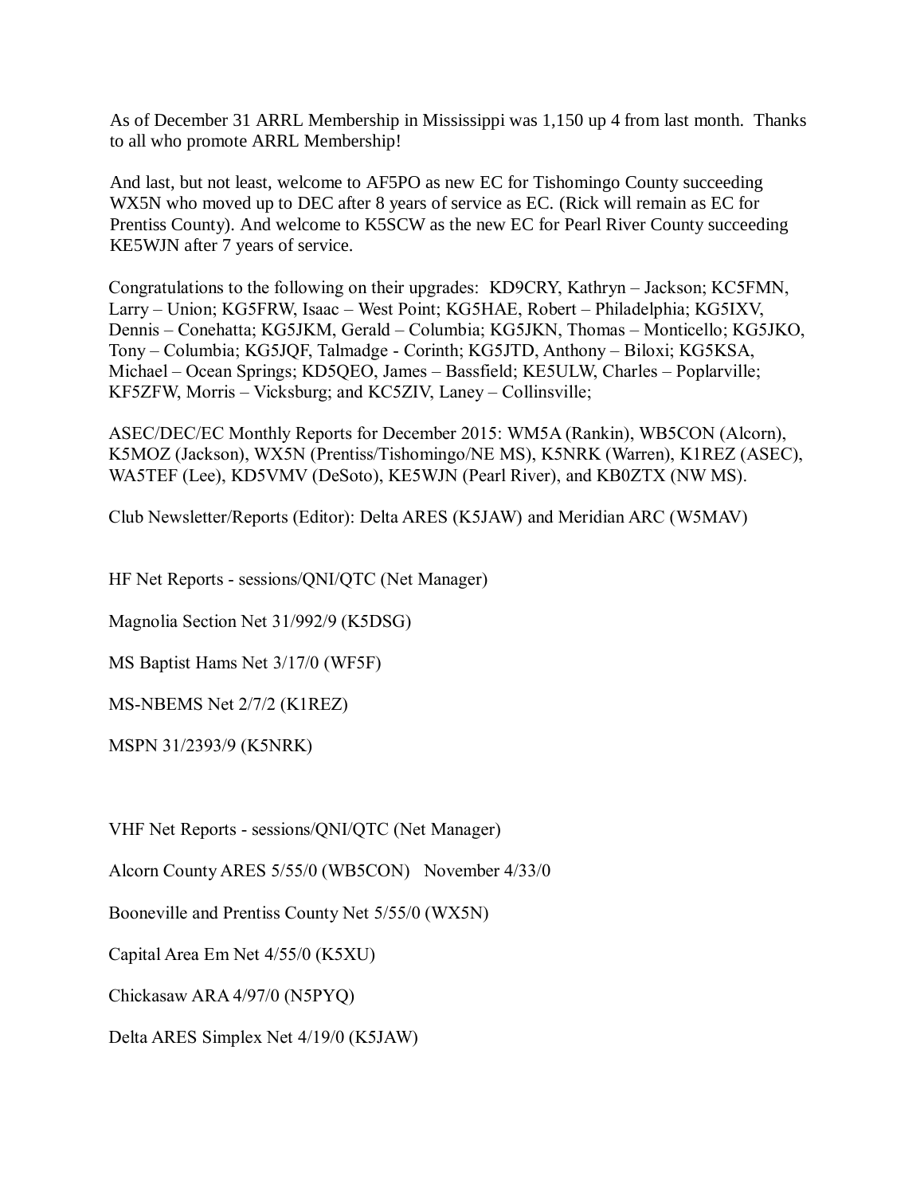As of December 31 ARRL Membership in Mississippi was 1,150 up 4 from last month. Thanks to all who promote ARRL Membership!

And last, but not least, welcome to AF5PO as new EC for Tishomingo County succeeding WX5N who moved up to DEC after 8 years of service as EC. (Rick will remain as EC for Prentiss County). And welcome to K5SCW as the new EC for Pearl River County succeeding KE5WJN after 7 years of service.

Congratulations to the following on their upgrades: KD9CRY, Kathryn – Jackson; KC5FMN, Larry – Union; KG5FRW, Isaac – West Point; KG5HAE, Robert – Philadelphia; KG5IXV, Dennis – Conehatta; KG5JKM, Gerald – Columbia; KG5JKN, Thomas – Monticello; KG5JKO, Tony – Columbia; KG5JQF, Talmadge - Corinth; KG5JTD, Anthony – Biloxi; KG5KSA, Michael – Ocean Springs; KD5QEO, James – Bassfield; KE5ULW, Charles – Poplarville; KF5ZFW, Morris – Vicksburg; and KC5ZIV, Laney – Collinsville;

ASEC/DEC/EC Monthly Reports for December 2015: WM5A (Rankin), WB5CON (Alcorn), K5MOZ (Jackson), WX5N (Prentiss/Tishomingo/NE MS), K5NRK (Warren), K1REZ (ASEC), WA5TEF (Lee), KD5VMV (DeSoto), KE5WJN (Pearl River), and KB0ZTX (NW MS).

Club Newsletter/Reports (Editor): Delta ARES (K5JAW) and Meridian ARC (W5MAV)

HF Net Reports - sessions/QNI/QTC (Net Manager)

Magnolia Section Net 31/992/9 (K5DSG)

MS Baptist Hams Net 3/17/0 (WF5F)

MS-NBEMS Net 2/7/2 (K1REZ)

MSPN 31/2393/9 (K5NRK)

VHF Net Reports - sessions/QNI/QTC (Net Manager)

Alcorn County ARES 5/55/0 (WB5CON) November 4/33/0

Booneville and Prentiss County Net 5/55/0 (WX5N)

Capital Area Em Net 4/55/0 (K5XU)

Chickasaw ARA 4/97/0 (N5PYQ)

Delta ARES Simplex Net 4/19/0 (K5JAW)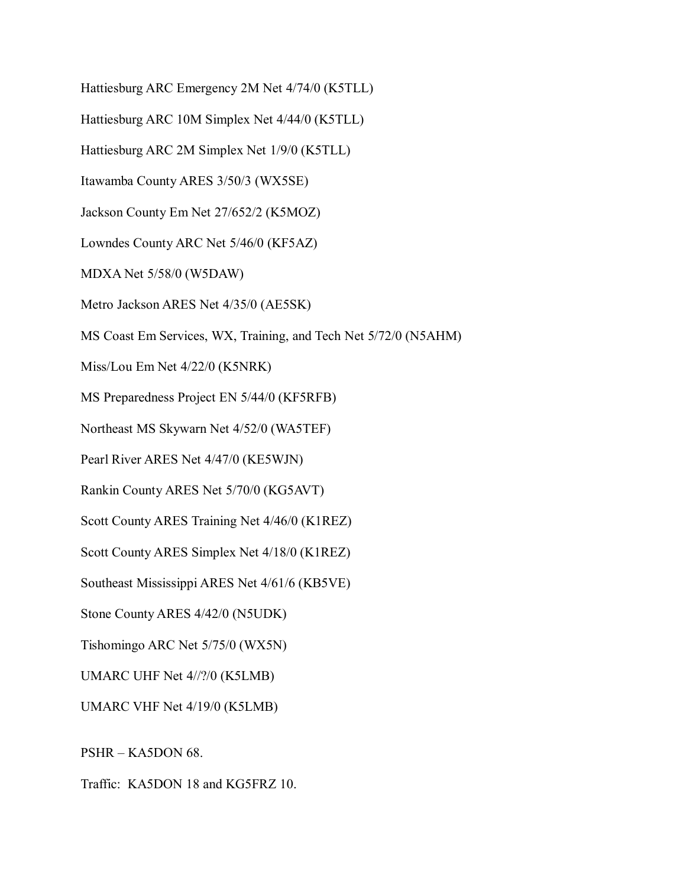Hattiesburg ARC Emergency 2M Net 4/74/0 (K5TLL)

Hattiesburg ARC 10M Simplex Net 4/44/0 (K5TLL)

Hattiesburg ARC 2M Simplex Net 1/9/0 (K5TLL)

Itawamba County ARES 3/50/3 (WX5SE)

Jackson County Em Net 27/652/2 (K5MOZ)

Lowndes County ARC Net 5/46/0 (KF5AZ)

MDXA Net 5/58/0 (W5DAW)

Metro Jackson ARES Net 4/35/0 (AE5SK)

MS Coast Em Services, WX, Training, and Tech Net 5/72/0 (N5AHM)

Miss/Lou Em Net 4/22/0 (K5NRK)

MS Preparedness Project EN 5/44/0 (KF5RFB)

Northeast MS Skywarn Net 4/52/0 (WA5TEF)

Pearl River ARES Net 4/47/0 (KE5WJN)

Rankin County ARES Net 5/70/0 (KG5AVT)

Scott County ARES Training Net 4/46/0 (K1REZ)

Scott County ARES Simplex Net 4/18/0 (K1REZ)

Southeast Mississippi ARES Net 4/61/6 (KB5VE)

Stone County ARES 4/42/0 (N5UDK)

Tishomingo ARC Net 5/75/0 (WX5N)

UMARC UHF Net 4//?/0 (K5LMB)

UMARC VHF Net 4/19/0 (K5LMB)

PSHR – KA5DON 68.

Traffic: KA5DON 18 and KG5FRZ 10.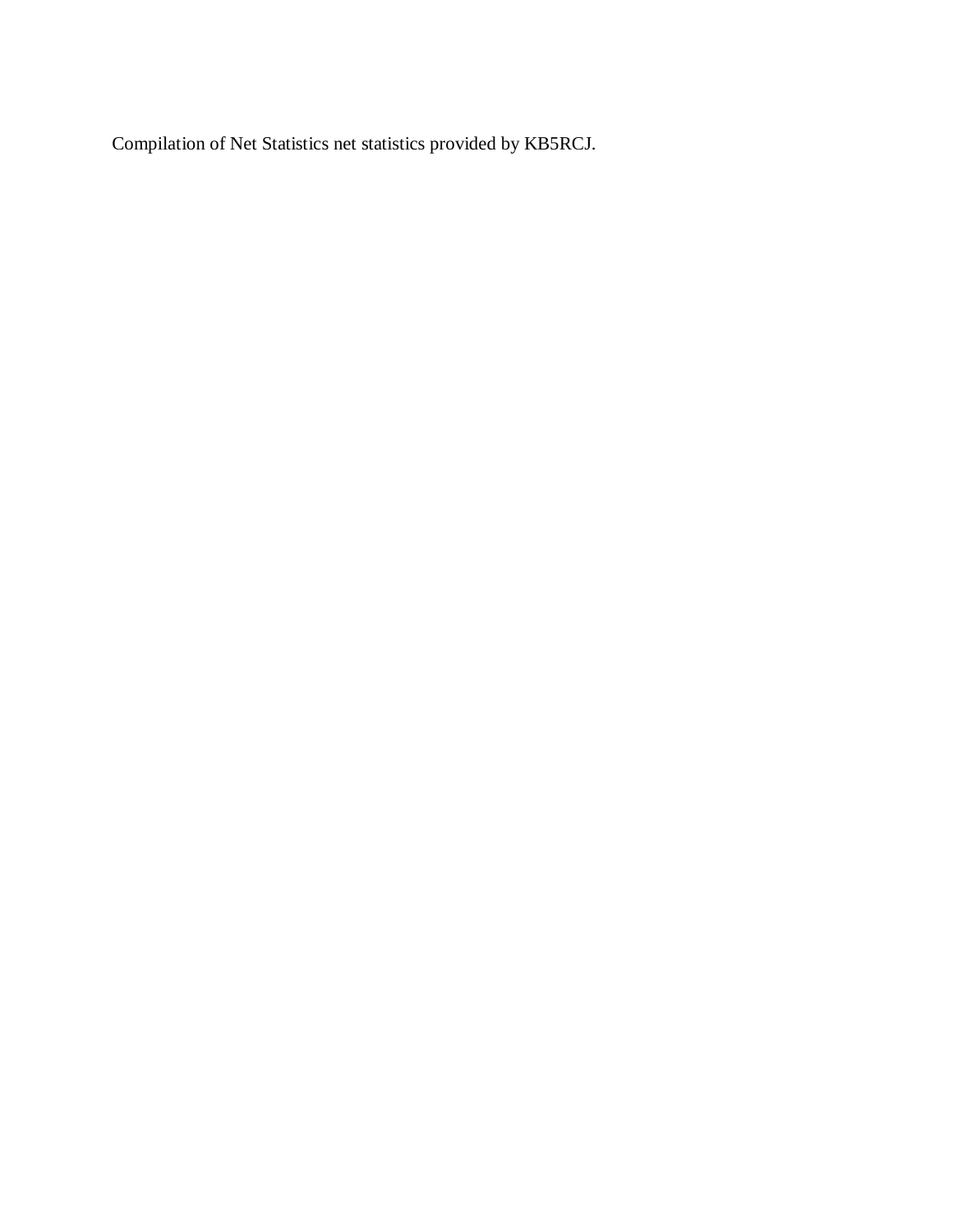Compilation of Net Statistics net statistics provided by KB5RCJ.